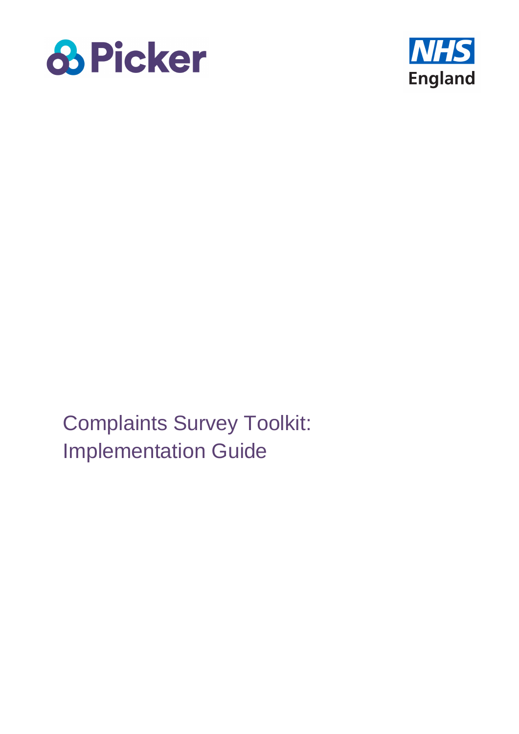Picker

NHS England

# Complaints Survey Toolkit: Implementation Guide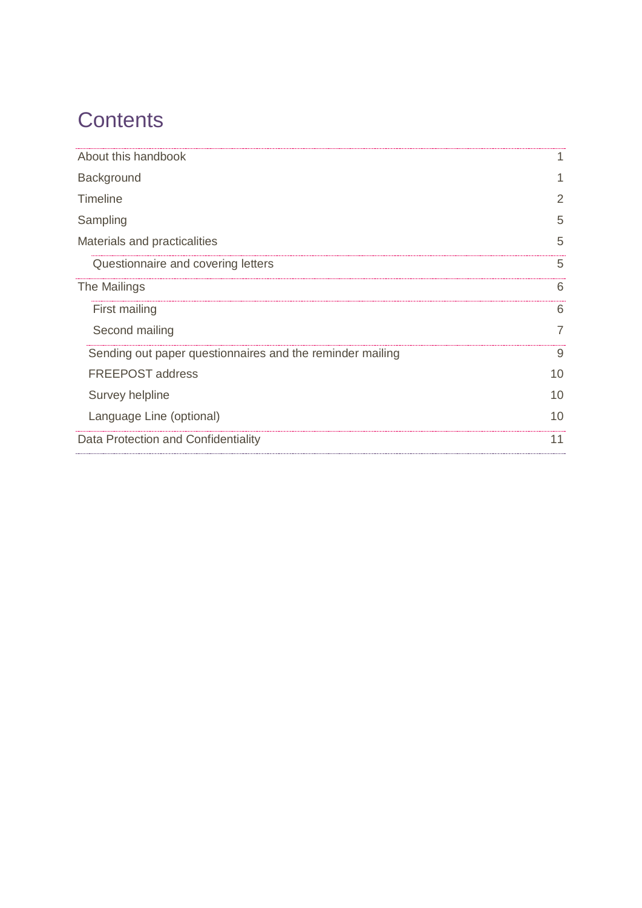# Contents

| | |
|---|---|
| About this handbook | 1 |
| Background | 1 |
| Timeline | 2 |
| Sampling | 5 |
| Materials and practicalities | 5 |
| Questionnaire and covering letters | 5 |
| The Mailings | 6 |
| First mailing | 6 |
| Second mailing | 7 |
| Sending out paper questionnaires and the reminder mailing | 9 |
| FREEPOST address | 10 |
| Survey helpline | 10 |
| Language Line (optional) | 10 |
| Data Protection and Confidentiality | 11 |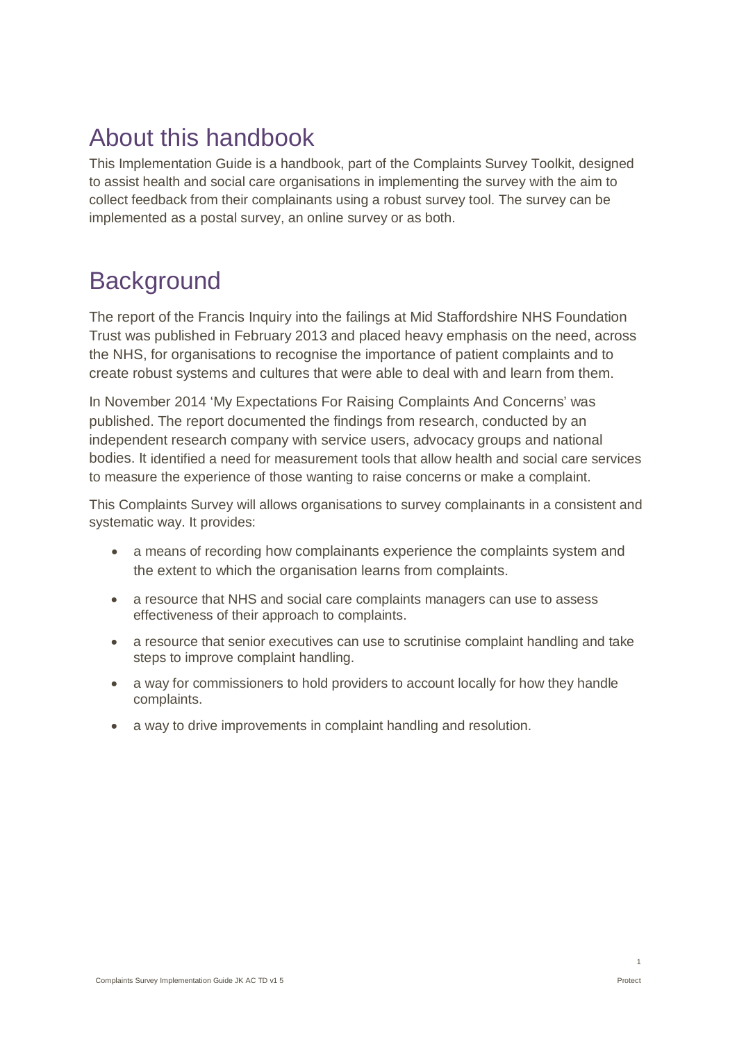## About this handbook

This Implementation Guide is a handbook, part of the Complaints Survey Toolkit, designed to assist health and social care organisations in implementing the survey with the aim to collect feedback from their complainants using a robust survey tool. The survey can be implemented as a postal survey, an online survey or as both.

## Background

The report of the Francis Inquiry into the failings at Mid Staffordshire NHS Foundation Trust was published in February 2013 and placed heavy emphasis on the need, across the NHS, for organisations to recognise the importance of patient complaints and to create robust systems and cultures that were able to deal with and learn from them.

In November 2014 'My Expectations For Raising Complaints And Concerns' was published. The report documented the findings from research, conducted by an independent research company with service users, advocacy groups and national bodies. It identified a need for measurement tools that allow health and social care services to measure the experience of those wanting to raise concerns or make a complaint.

This Complaints Survey will allows organisations to survey complainants in a consistent and systematic way. It provides:

- a means of recording how complainants experience the complaints system and the extent to which the organisation learns from complaints.
- a resource that NHS and social care complaints managers can use to assess effectiveness of their approach to complaints.
- a resource that senior executives can use to scrutinise complaint handling and take steps to improve complaint handling.
- a way for commissioners to hold providers to account locally for how they handle complaints.
- a way to drive improvements in complaint handling and resolution.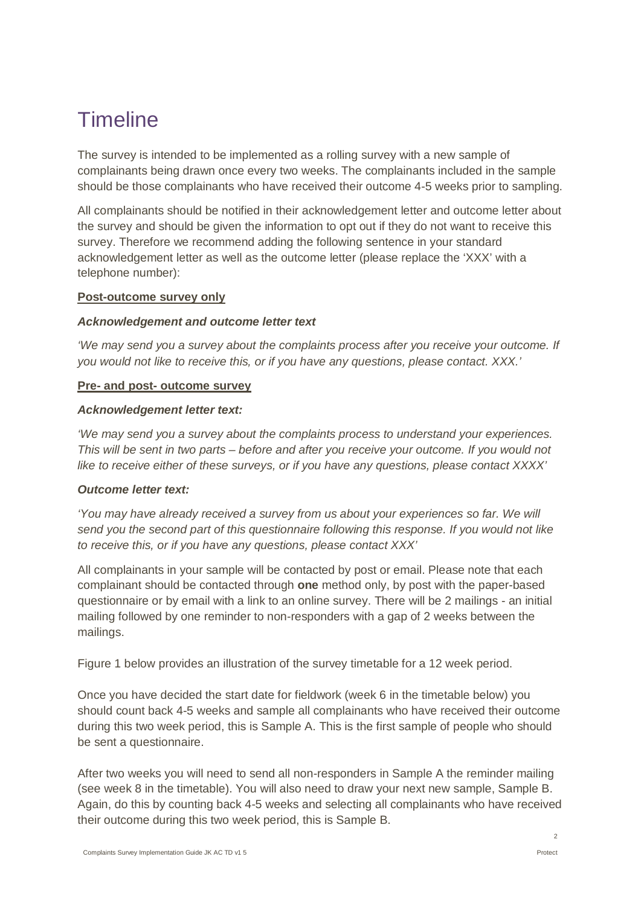# Timeline

The survey is intended to be implemented as a rolling survey with a new sample of complainants being drawn once every two weeks. The complainants included in the sample should be those complainants who have received their outcome 4-5 weeks prior to sampling.

All complainants should be notified in their acknowledgement letter and outcome letter about the survey and should be given the information to opt out if they do not want to receive this survey. Therefore we recommend adding the following sentence in your standard acknowledgement letter as well as the outcome letter (please replace the 'XXX' with a telephone number):

**Post-outcome survey only**

***Acknowledgement and outcome letter text***

*'We may send you a survey about the complaints process after you receive your outcome. If you would not like to receive this, or if you have any questions, please contact. XXX.'*

**Pre- and post- outcome survey**

***Acknowledgement letter text:***

*'We may send you a survey about the complaints process to understand your experiences. This will be sent in two parts – before and after you receive your outcome. If you would not like to receive either of these surveys, or if you have any questions, please contact XXXX'*

***Outcome letter text:***

*'You may have already received a survey from us about your experiences so far. We will send you the second part of this questionnaire following this response. If you would not like to receive this, or if you have any questions, please contact XXX'*

All complainants in your sample will be contacted by post or email. Please note that each complainant should be contacted through **one** method only, by post with the paper-based questionnaire or by email with a link to an online survey. There will be 2 mailings - an initial mailing followed by one reminder to non-responders with a gap of 2 weeks between the mailings.

Figure 1 below provides an illustration of the survey timetable for a 12 week period.

Once you have decided the start date for fieldwork (week 6 in the timetable below) you should count back 4-5 weeks and sample all complainants who have received their outcome during this two week period, this is Sample A. This is the first sample of people who should be sent a questionnaire.

After two weeks you will need to send all non-responders in Sample A the reminder mailing (see week 8 in the timetable). You will also need to draw your next new sample, Sample B. Again, do this by counting back 4-5 weeks and selecting all complainants who have received their outcome during this two week period, this is Sample B.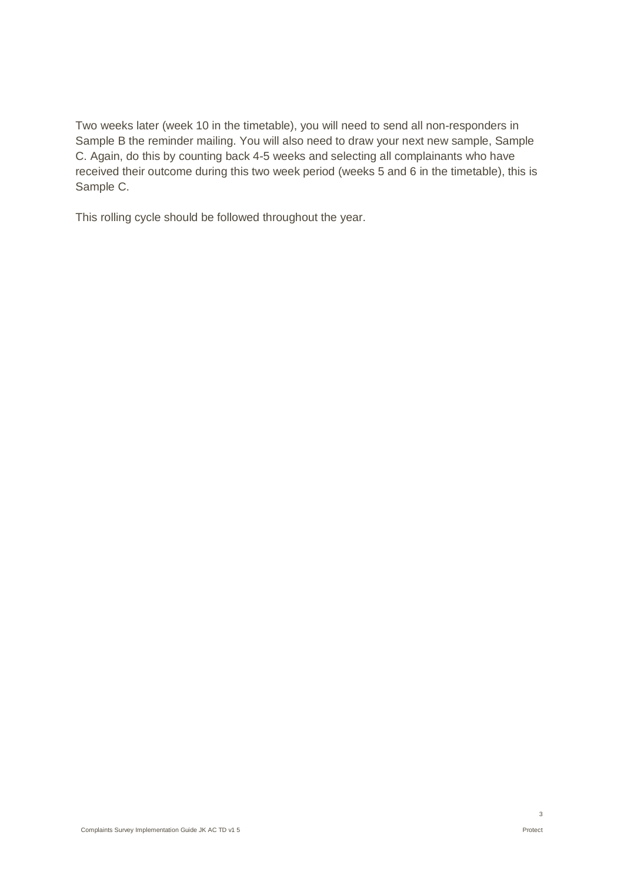Two weeks later (week 10 in the timetable), you will need to send all non-responders in Sample B the reminder mailing. You will also need to draw your next new sample, Sample C. Again, do this by counting back 4-5 weeks and selecting all complainants who have received their outcome during this two week period (weeks 5 and 6 in the timetable), this is Sample C.

This rolling cycle should be followed throughout the year.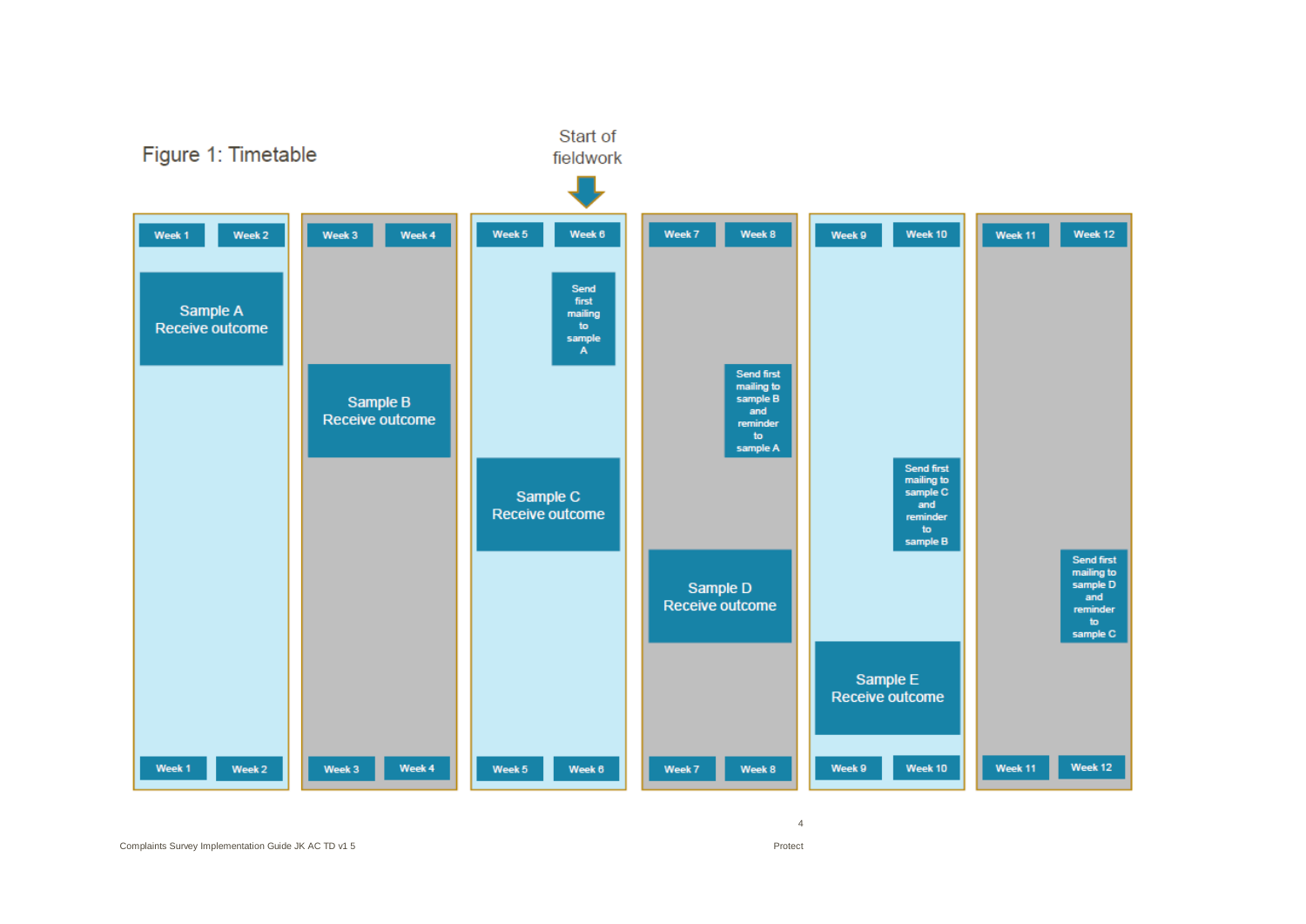Figure 1: Timetable

Start of fieldwork (Week 6)

| Week | Activity |
|---|---|
| Week 1–2 | Sample A Receive outcome |
| Week 3–4 | Sample B Receive outcome |
| Week 5–6 | Sample C Receive outcome |
| Week 6 | Send first mailing to sample A |
| Week 7–8 | Sample D Receive outcome |
| Week 8 | Send first mailing to sample B and reminder to sample A |
| Week 9–10 | Sample E Receive outcome |
| Week 10 | Send first mailing to sample C and reminder to sample B |
| Week 12 | Send first mailing to sample D and reminder to sample C |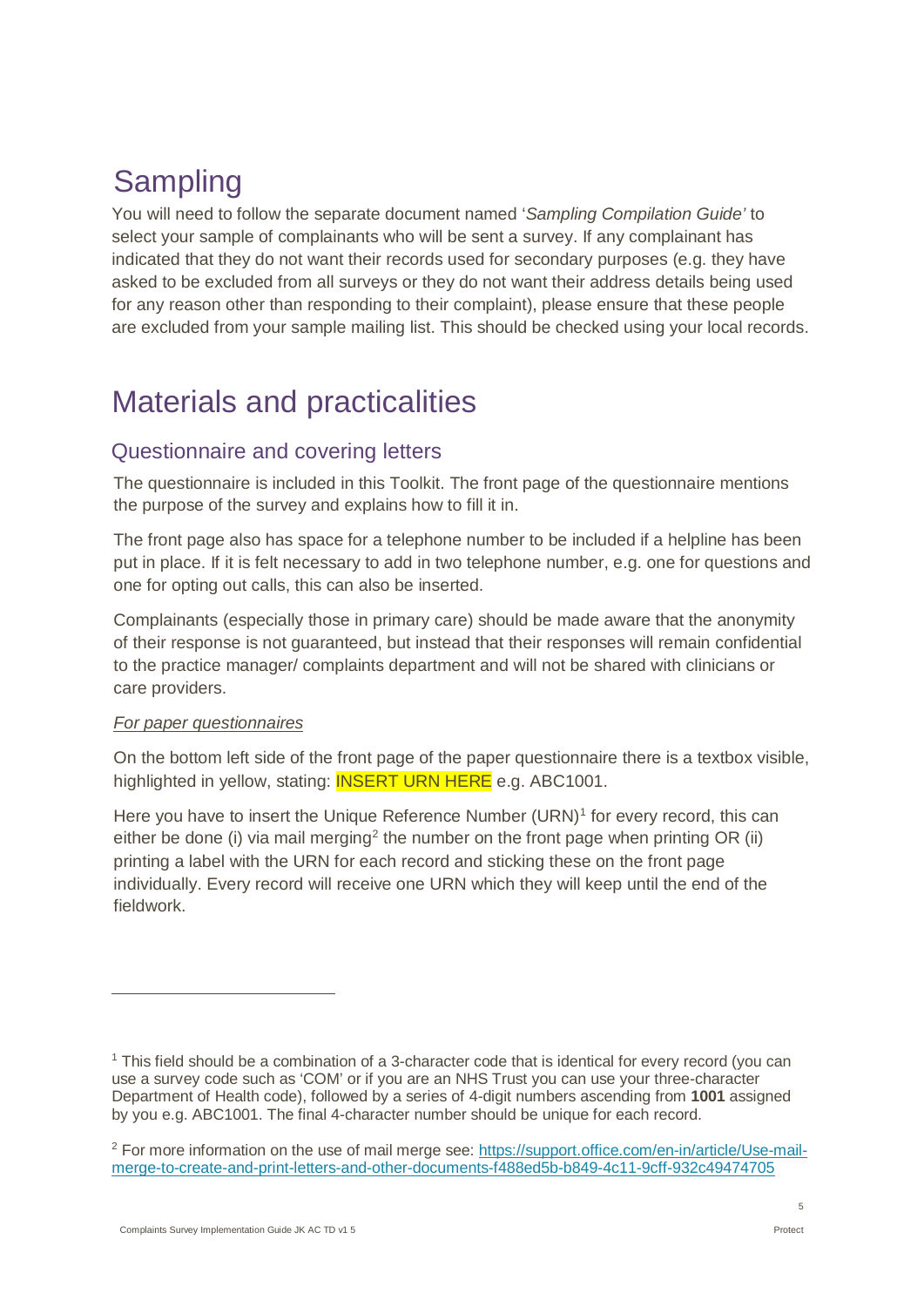# Sampling

You will need to follow the separate document named '*Sampling Compilation Guide'* to select your sample of complainants who will be sent a survey. If any complainant has indicated that they do not want their records used for secondary purposes (e.g. they have asked to be excluded from all surveys or they do not want their address details being used for any reason other than responding to their complaint), please ensure that these people are excluded from your sample mailing list. This should be checked using your local records.

# Materials and practicalities

## Questionnaire and covering letters

The questionnaire is included in this Toolkit. The front page of the questionnaire mentions the purpose of the survey and explains how to fill it in.

The front page also has space for a telephone number to be included if a helpline has been put in place. If it is felt necessary to add in two telephone number, e.g. one for questions and one for opting out calls, this can also be inserted.

Complainants (especially those in primary care) should be made aware that the anonymity of their response is not guaranteed, but instead that their responses will remain confidential to the practice manager/ complaints department and will not be shared with clinicians or care providers.

*For paper questionnaires*

On the bottom left side of the front page of the paper questionnaire there is a textbox visible, highlighted in yellow, stating: INSERT URN HERE e.g. ABC1001.

Here you have to insert the Unique Reference Number (URN)[1] for every record, this can either be done (i) via mail merging[2] the number on the front page when printing OR (ii) printing a label with the URN for each record and sticking these on the front page individually. Every record will receive one URN which they will keep until the end of the fieldwork.

---

[1] This field should be a combination of a 3-character code that is identical for every record (you can use a survey code such as 'COM' or if you are an NHS Trust you can use your three-character Department of Health code), followed by a series of 4-digit numbers ascending from **1001** assigned by you e.g. ABC1001. The final 4-character number should be unique for each record.

[2] For more information on the use of mail merge see: https://support.office.com/en-in/article/Use-mail-merge-to-create-and-print-letters-and-other-documents-f488ed5b-b849-4c11-9cff-932c49474705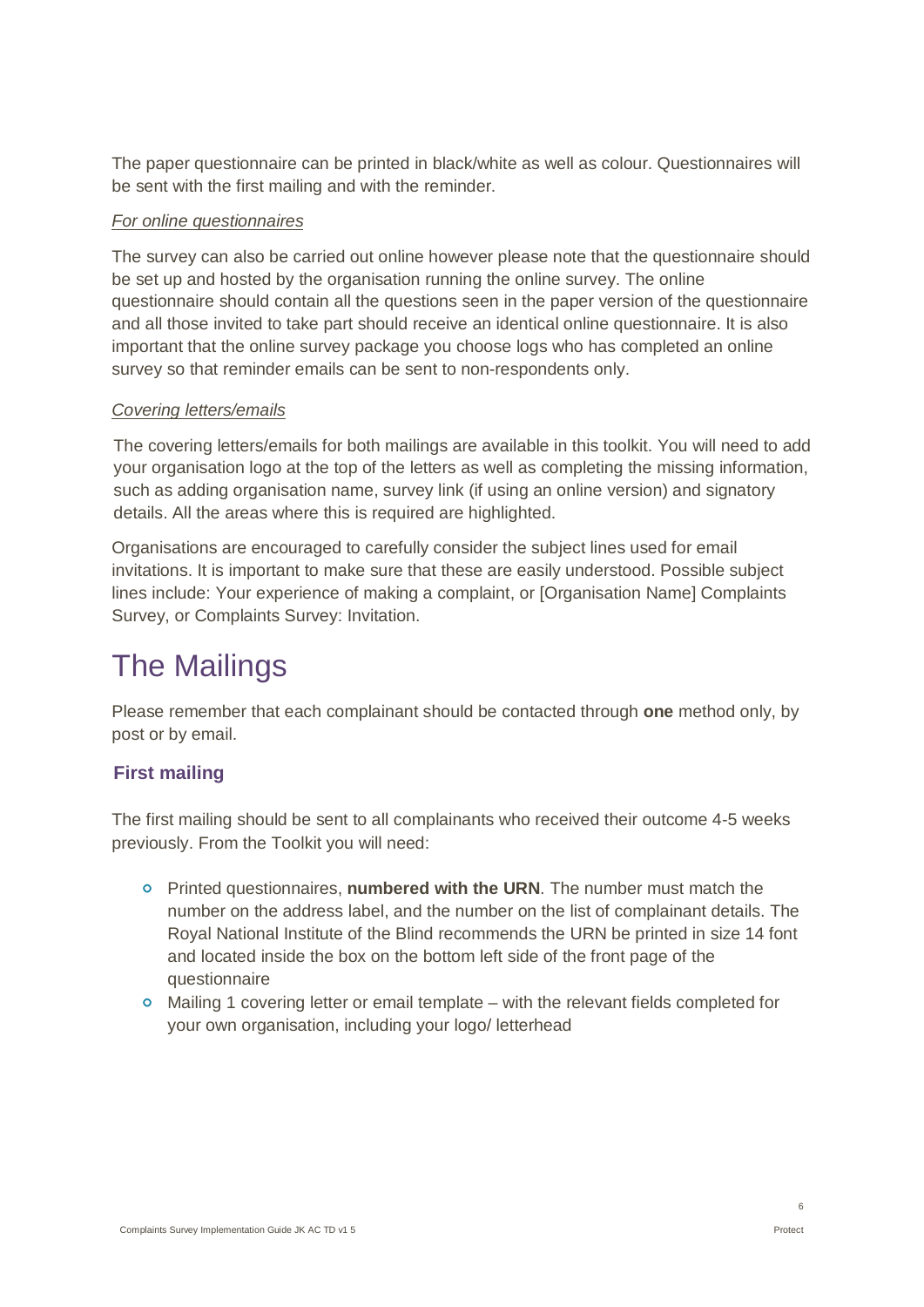The paper questionnaire can be printed in black/white as well as colour. Questionnaires will be sent with the first mailing and with the reminder.

*For online questionnaires*

The survey can also be carried out online however please note that the questionnaire should be set up and hosted by the organisation running the online survey. The online questionnaire should contain all the questions seen in the paper version of the questionnaire and all those invited to take part should receive an identical online questionnaire. It is also important that the online survey package you choose logs who has completed an online survey so that reminder emails can be sent to non-respondents only.

*Covering letters/emails*

The covering letters/emails for both mailings are available in this toolkit. You will need to add your organisation logo at the top of the letters as well as completing the missing information, such as adding organisation name, survey link (if using an online version) and signatory details. All the areas where this is required are highlighted.

Organisations are encouraged to carefully consider the subject lines used for email invitations. It is important to make sure that these are easily understood. Possible subject lines include: Your experience of making a complaint, or [Organisation Name] Complaints Survey, or Complaints Survey: Invitation.

# The Mailings

Please remember that each complainant should be contacted through **one** method only, by post or by email.

### First mailing

The first mailing should be sent to all complainants who received their outcome 4-5 weeks previously. From the Toolkit you will need:

- Printed questionnaires, **numbered with the URN**. The number must match the number on the address label, and the number on the list of complainant details. The Royal National Institute of the Blind recommends the URN be printed in size 14 font and located inside the box on the bottom left side of the front page of the questionnaire
- Mailing 1 covering letter or email template – with the relevant fields completed for your own organisation, including your logo/ letterhead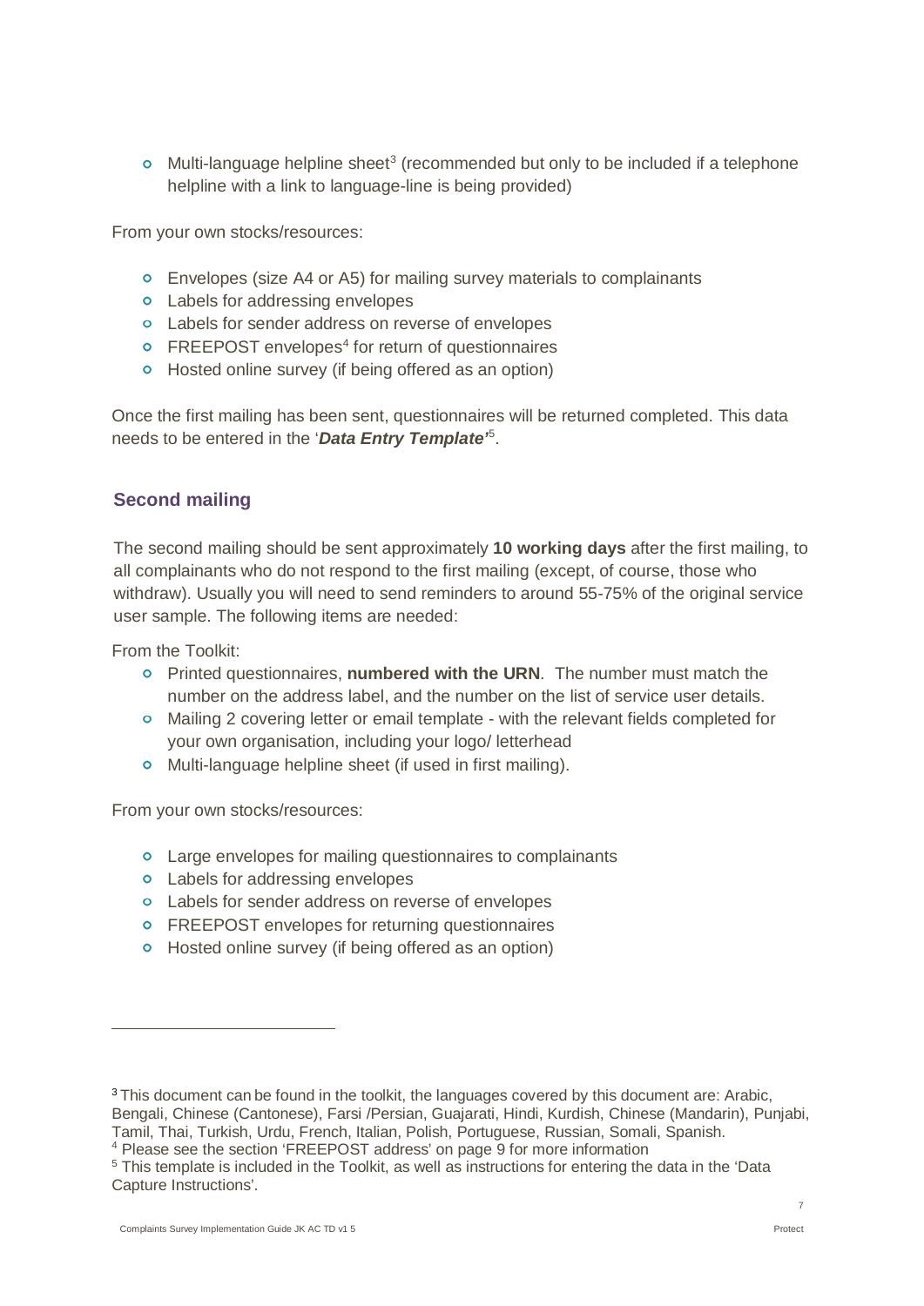- Multi-language helpline sheet[3] (recommended but only to be included if a telephone helpline with a link to language-line is being provided)

From your own stocks/resources:

- Envelopes (size A4 or A5) for mailing survey materials to complainants
- Labels for addressing envelopes
- Labels for sender address on reverse of envelopes
- FREEPOST envelopes[4] for return of questionnaires
- Hosted online survey (if being offered as an option)

Once the first mailing has been sent, questionnaires will be returned completed. This data needs to be entered in the '***Data Entry Template***'[5].

## Second mailing

The second mailing should be sent approximately **10 working days** after the first mailing, to all complainants who do not respond to the first mailing (except, of course, those who withdraw). Usually you will need to send reminders to around 55-75% of the original service user sample. The following items are needed:

From the Toolkit:

- Printed questionnaires, **numbered with the URN**. The number must match the number on the address label, and the number on the list of service user details.
- Mailing 2 covering letter or email template - with the relevant fields completed for your own organisation, including your logo/ letterhead
- Multi-language helpline sheet (if used in first mailing).

From your own stocks/resources:

- Large envelopes for mailing questionnaires to complainants
- Labels for addressing envelopes
- Labels for sender address on reverse of envelopes
- FREEPOST envelopes for returning questionnaires
- Hosted online survey (if being offered as an option)

---

[3] This document can be found in the toolkit, the languages covered by this document are: Arabic, Bengali, Chinese (Cantonese), Farsi /Persian, Guajarati, Hindi, Kurdish, Chinese (Mandarin), Punjabi, Tamil, Thai, Turkish, Urdu, French, Italian, Polish, Portuguese, Russian, Somali, Spanish.

[4] Please see the section 'FREEPOST address' on page 9 for more information

[5] This template is included in the Toolkit, as well as instructions for entering the data in the 'Data Capture Instructions'.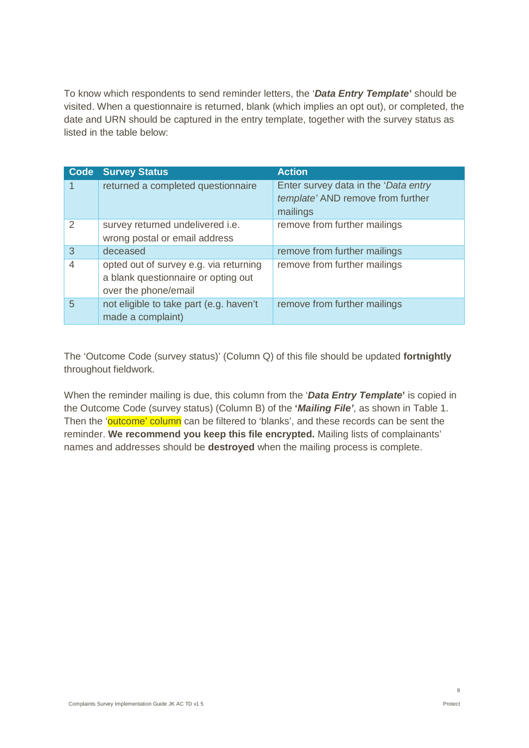To know which respondents to send reminder letters, the '***Data Entry Template***' should be visited. When a questionnaire is returned, blank (which implies an opt out), or completed, the date and URN should be captured in the entry template, together with the survey status as listed in the table below:

| Code | Survey Status | Action |
|---|---|---|
| 1 | returned a completed questionnaire | Enter survey data in the '*Data entry template'* AND remove from further mailings |
| 2 | survey returned undelivered i.e. wrong postal or email address | remove from further mailings |
| 3 | deceased | remove from further mailings |
| 4 | opted out of survey e.g. via returning a blank questionnaire or opting out over the phone/email | remove from further mailings |
| 5 | not eligible to take part (e.g. haven't made a complaint) | remove from further mailings |

The 'Outcome Code (survey status)' (Column Q) of this file should be updated **fortnightly** throughout fieldwork.

When the reminder mailing is due, this column from the '***Data Entry Template***' is copied in the Outcome Code (survey status) (Column B) of the **'*Mailing File'***, as shown in Table 1. Then the 'outcome' column can be filtered to 'blanks', and these records can be sent the reminder. **We recommend you keep this file encrypted.** Mailing lists of complainants' names and addresses should be **destroyed** when the mailing process is complete.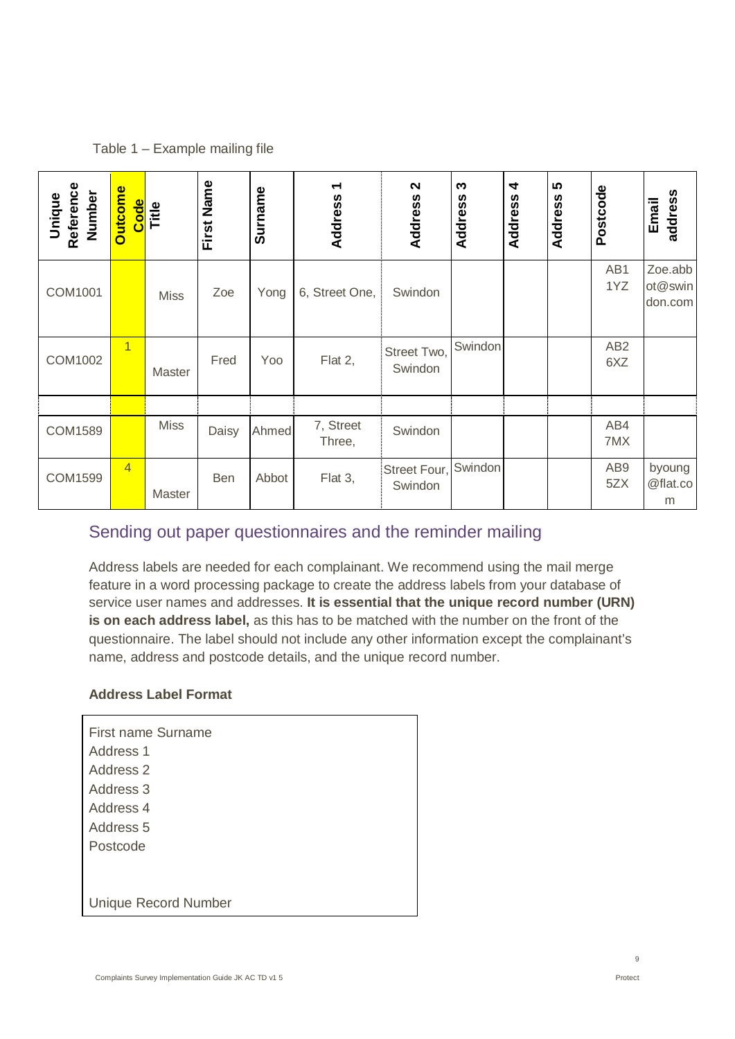Table 1 – Example mailing file

| Unique Reference Number | Outcome Code | Title | First Name | Surname | Address 1 | Address 2 | Address 3 | Address 4 | Address 5 | Postcode | Email address |
|---|---|---|---|---|---|---|---|---|---|---|---|
| COM1001 | | Miss | Zoe | Yong | 6, Street One, | Swindon | | | | AB1 1YZ | Zoe.abbot@swindon.com |
| COM1002 | 1 | Master | Fred | Yoo | Flat 2, | Street Two, Swindon | Swindon | | | AB2 6XZ | |
| | | | | | | | | | | | |
| COM1589 | | Miss | Daisy | Ahmed | 7, Street Three, | Swindon | | | | AB4 7MX | |
| COM1599 | 4 | Master | Ben | Abbot | Flat 3, | Street Four, Swindon | Swindon | | | AB9 5ZX | byoung@flat.com |

## Sending out paper questionnaires and the reminder mailing

Address labels are needed for each complainant. We recommend using the mail merge feature in a word processing package to create the address labels from your database of service user names and addresses. **It is essential that the unique record number (URN) is on each address label,** as this has to be matched with the number on the front of the questionnaire. The label should not include any other information except the complainant's name, address and postcode details, and the unique record number.

**Address Label Format**

```
First name Surname
Address 1
Address 2
Address 3
Address 4
Address 5
Postcode


Unique Record Number
```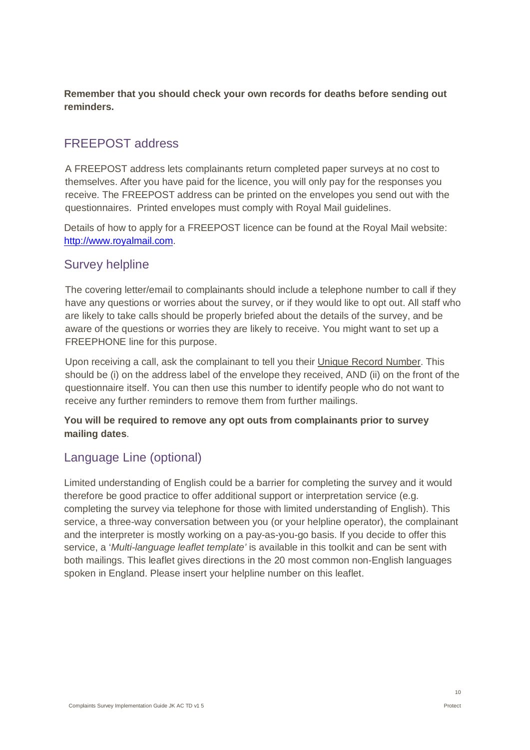**Remember that you should check your own records for deaths before sending out reminders.**

## FREEPOST address

A FREEPOST address lets complainants return completed paper surveys at no cost to themselves. After you have paid for the licence, you will only pay for the responses you receive. The FREEPOST address can be printed on the envelopes you send out with the questionnaires. Printed envelopes must comply with Royal Mail guidelines.

Details of how to apply for a FREEPOST licence can be found at the Royal Mail website: http://www.royalmail.com.

## Survey helpline

The covering letter/email to complainants should include a telephone number to call if they have any questions or worries about the survey, or if they would like to opt out. All staff who are likely to take calls should be properly briefed about the details of the survey, and be aware of the questions or worries they are likely to receive. You might want to set up a FREEPHONE line for this purpose.

Upon receiving a call, ask the complainant to tell you their Unique Record Number. This should be (i) on the address label of the envelope they received, AND (ii) on the front of the questionnaire itself. You can then use this number to identify people who do not want to receive any further reminders to remove them from further mailings.

**You will be required to remove any opt outs from complainants prior to survey mailing dates**.

## Language Line (optional)

Limited understanding of English could be a barrier for completing the survey and it would therefore be good practice to offer additional support or interpretation service (e.g. completing the survey via telephone for those with limited understanding of English). This service, a three-way conversation between you (or your helpline operator), the complainant and the interpreter is mostly working on a pay-as-you-go basis. If you decide to offer this service, a '*Multi-language leaflet template'* is available in this toolkit and can be sent with both mailings. This leaflet gives directions in the 20 most common non-English languages spoken in England. Please insert your helpline number on this leaflet.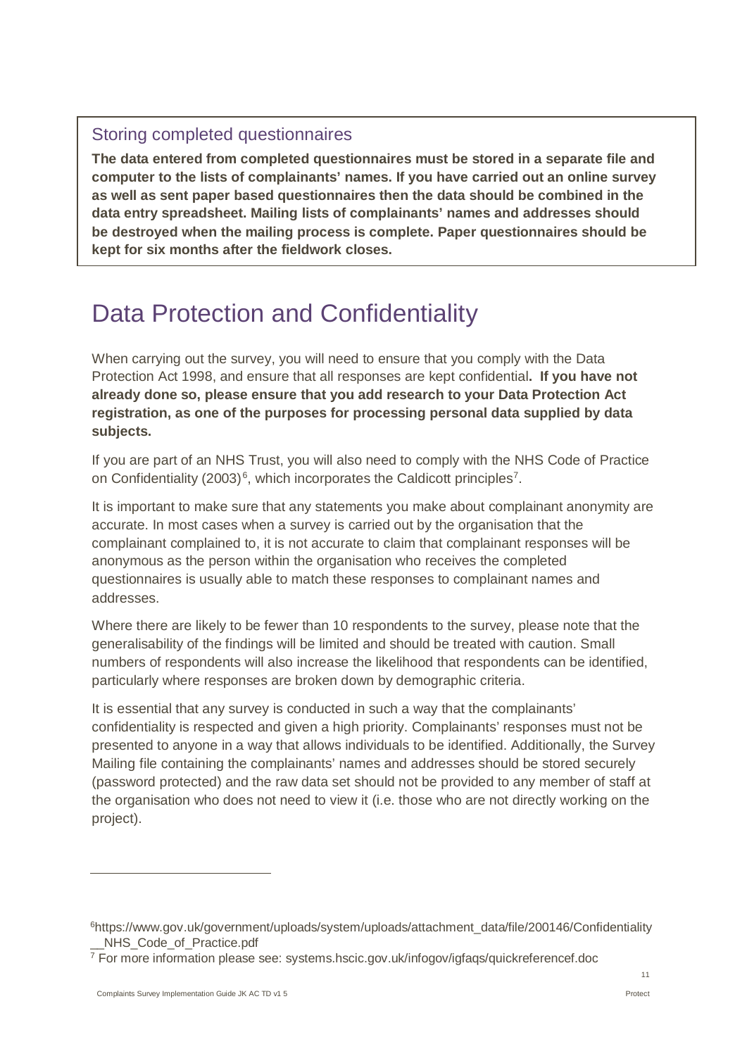### Storing completed questionnaires

**The data entered from completed questionnaires must be stored in a separate file and computer to the lists of complainants' names. If you have carried out an online survey as well as sent paper based questionnaires then the data should be combined in the data entry spreadsheet. Mailing lists of complainants' names and addresses should be destroyed when the mailing process is complete. Paper questionnaires should be kept for six months after the fieldwork closes.**

# Data Protection and Confidentiality

When carrying out the survey, you will need to ensure that you comply with the Data Protection Act 1998, and ensure that all responses are kept confidential**. If you have not already done so, please ensure that you add research to your Data Protection Act registration, as one of the purposes for processing personal data supplied by data subjects.**

If you are part of an NHS Trust, you will also need to comply with the NHS Code of Practice on Confidentiality (2003)[6], which incorporates the Caldicott principles[7].

It is important to make sure that any statements you make about complainant anonymity are accurate. In most cases when a survey is carried out by the organisation that the complainant complained to, it is not accurate to claim that complainant responses will be anonymous as the person within the organisation who receives the completed questionnaires is usually able to match these responses to complainant names and addresses.

Where there are likely to be fewer than 10 respondents to the survey, please note that the generalisability of the findings will be limited and should be treated with caution. Small numbers of respondents will also increase the likelihood that respondents can be identified, particularly where responses are broken down by demographic criteria.

It is essential that any survey is conducted in such a way that the complainants' confidentiality is respected and given a high priority. Complainants' responses must not be presented to anyone in a way that allows individuals to be identified. Additionally, the Survey Mailing file containing the complainants' names and addresses should be stored securely (password protected) and the raw data set should not be provided to any member of staff at the organisation who does not need to view it (i.e. those who are not directly working on the project).

---

[6] https://www.gov.uk/government/uploads/system/uploads/attachment_data/file/200146/Confidentiality__NHS_Code_of_Practice.pdf

[7] For more information please see: systems.hscic.gov.uk/infogov/igfaqs/quickreferencef.doc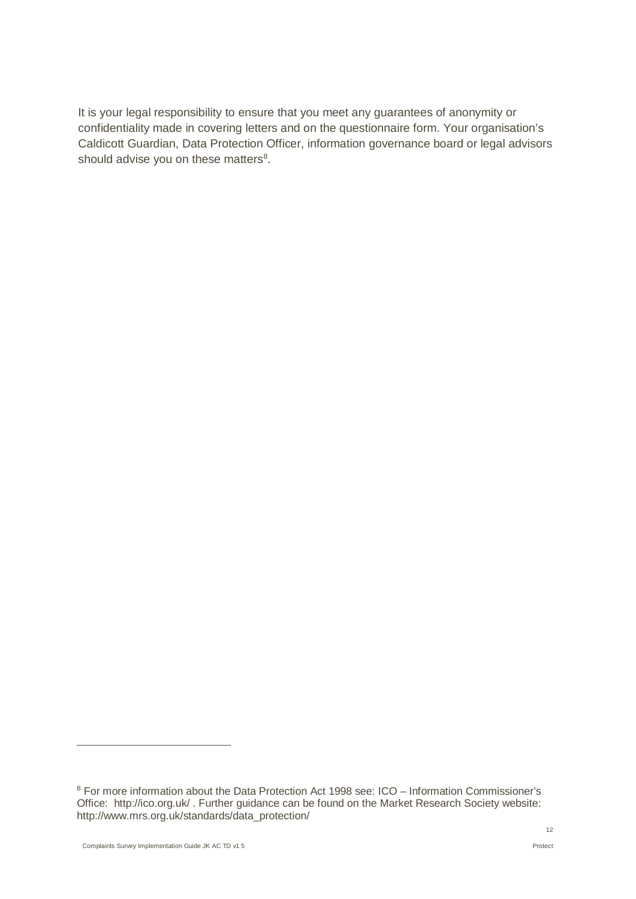It is your legal responsibility to ensure that you meet any guarantees of anonymity or confidentiality made in covering letters and on the questionnaire form. Your organisation's Caldicott Guardian, Data Protection Officer, information governance board or legal advisors should advise you on these matters[8].

---

[8] For more information about the Data Protection Act 1998 see: ICO – Information Commissioner's Office: http://ico.org.uk/ . Further guidance can be found on the Market Research Society website: http://www.mrs.org.uk/standards/data_protection/